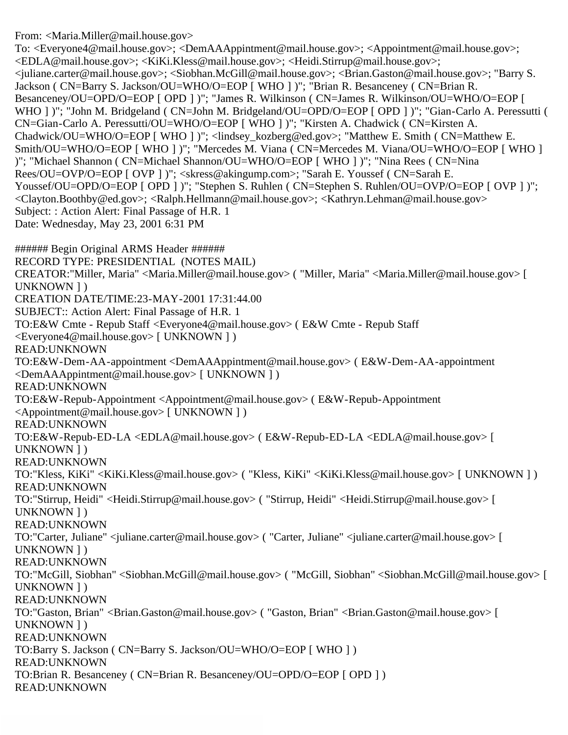From: <Maria.Miller@mail.house.gov>
To: <Everyone4@mail.house.gov>; <DemAAAppintment@mail.house.gov>; <Appointment@mail.house.gov>; <EDLA@mail.house.gov>; <KiKi.Kless@mail.house.gov>; <Heidi.Stirrup@mail.house.gov>; <juliane.carter@mail.house.gov>; <Siobhan.McGill@mail.house.gov>; <Brian.Gaston@mail.house.gov>; "Barry S. Jackson ( CN=Barry S. Jackson/OU=WHO/O=EOP [ WHO ] )"; "Brian R. Besanceney ( CN=Brian R. Besanceney/OU=OPD/O=EOP [ OPD ] )"; "James R. Wilkinson ( CN=James R. Wilkinson/OU=WHO/O=EOP [ WHO ] )"; "John M. Bridgeland ( CN=John M. Bridgeland/OU=OPD/O=EOP [ OPD ] )"; "Gian-Carlo A. Peressutti ( CN=Gian-Carlo A. Peressutti/OU=WHO/O=EOP [ WHO ] )"; "Kirsten A. Chadwick ( CN=Kirsten A. Chadwick/OU=WHO/O=EOP [ WHO ] )"; <lindsey_kozberg@ed.gov>; "Matthew E. Smith ( CN=Matthew E. Smith/OU=WHO/O=EOP [ WHO ] )"; "Mercedes M. Viana ( CN=Mercedes M. Viana/OU=WHO/O=EOP [ WHO ] )"; "Michael Shannon ( CN=Michael Shannon/OU=WHO/O=EOP [ WHO ] )"; "Nina Rees ( CN=Nina Rees/OU=OVP/O=EOP [ OVP ] )"; <skress@akingump.com>; "Sarah E. Youssef ( CN=Sarah E. Youssef/OU=OPD/O=EOP [ OPD ] )"; "Stephen S. Ruhlen ( CN=Stephen S. Ruhlen/OU=OVP/O=EOP [ OVP ] )"; <Clayton.Boothby@ed.gov>; <Ralph.Hellmann@mail.house.gov>; <Kathryn.Lehman@mail.house.gov>
Subject: : Action Alert: Final Passage of H.R. 1
Date: Wednesday, May 23, 2001 6:31 PM

###### Begin Original ARMS Header ######
RECORD TYPE: PRESIDENTIAL (NOTES MAIL)
CREATOR:"Miller, Maria" <Maria.Miller@mail.house.gov> ( "Miller, Maria" <Maria.Miller@mail.house.gov> [ UNKNOWN ] )
CREATION DATE/TIME:23-MAY-2001 17:31:44.00
SUBJECT:: Action Alert: Final Passage of H.R. 1
TO:E&W Cmte - Repub Staff <Everyone4@mail.house.gov> ( E&W Cmte - Repub Staff <Everyone4@mail.house.gov> [ UNKNOWN ] )
READ:UNKNOWN
TO:E&W-Dem-AA-appointment <DemAAAppintment@mail.house.gov> ( E&W-Dem-AA-appointment <DemAAAppintment@mail.house.gov> [ UNKNOWN ] )
READ:UNKNOWN
TO:E&W-Repub-Appointment <Appointment@mail.house.gov> ( E&W-Repub-Appointment <Appointment@mail.house.gov> [ UNKNOWN ] )
READ:UNKNOWN
TO:E&W-Repub-ED-LA <EDLA@mail.house.gov> ( E&W-Repub-ED-LA <EDLA@mail.house.gov> [ UNKNOWN ] )
READ:UNKNOWN
TO:"Kless, KiKi" <KiKi.Kless@mail.house.gov> ( "Kless, KiKi" <KiKi.Kless@mail.house.gov> [ UNKNOWN ] )
READ:UNKNOWN
TO:"Stirrup, Heidi" <Heidi.Stirrup@mail.house.gov> ( "Stirrup, Heidi" <Heidi.Stirrup@mail.house.gov> [ UNKNOWN ] )
READ:UNKNOWN
TO:"Carter, Juliane" <juliane.carter@mail.house.gov> ( "Carter, Juliane" <juliane.carter@mail.house.gov> [ UNKNOWN ] )
READ:UNKNOWN
TO:"McGill, Siobhan" <Siobhan.McGill@mail.house.gov> ( "McGill, Siobhan" <Siobhan.McGill@mail.house.gov> [ UNKNOWN ] )
READ:UNKNOWN
TO:"Gaston, Brian" <Brian.Gaston@mail.house.gov> ( "Gaston, Brian" <Brian.Gaston@mail.house.gov> [ UNKNOWN ] )
READ:UNKNOWN
TO:Barry S. Jackson ( CN=Barry S. Jackson/OU=WHO/O=EOP [ WHO ] )
READ:UNKNOWN
TO:Brian R. Besanceney ( CN=Brian R. Besanceney/OU=OPD/O=EOP [ OPD ] )
READ:UNKNOWN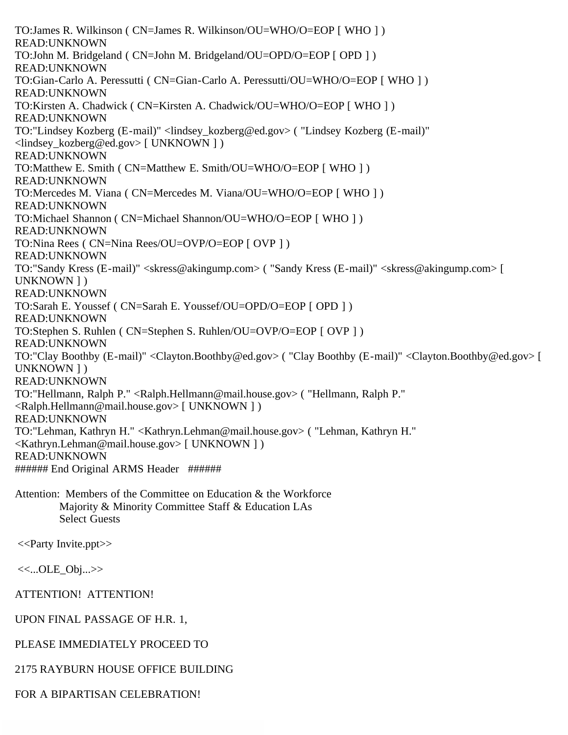TO:James R. Wilkinson ( CN=James R. Wilkinson/OU=WHO/O=EOP [ WHO ] )
READ:UNKNOWN
TO:John M. Bridgeland ( CN=John M. Bridgeland/OU=OPD/O=EOP [ OPD ] )
READ:UNKNOWN
TO:Gian-Carlo A. Peressutti ( CN=Gian-Carlo A. Peressutti/OU=WHO/O=EOP [ WHO ] )
READ:UNKNOWN
TO:Kirsten A. Chadwick ( CN=Kirsten A. Chadwick/OU=WHO/O=EOP [ WHO ] )
READ:UNKNOWN
TO:"Lindsey Kozberg (E-mail)" <lindsey_kozberg@ed.gov> ( "Lindsey Kozberg (E-mail)" <lindsey_kozberg@ed.gov> [ UNKNOWN ] )
READ:UNKNOWN
TO:Matthew E. Smith ( CN=Matthew E. Smith/OU=WHO/O=EOP [ WHO ] )
READ:UNKNOWN
TO:Mercedes M. Viana ( CN=Mercedes M. Viana/OU=WHO/O=EOP [ WHO ] )
READ:UNKNOWN
TO:Michael Shannon ( CN=Michael Shannon/OU=WHO/O=EOP [ WHO ] )
READ:UNKNOWN
TO:Nina Rees ( CN=Nina Rees/OU=OVP/O=EOP [ OVP ] )
READ:UNKNOWN
TO:"Sandy Kress (E-mail)" <skress@akingump.com> ( "Sandy Kress (E-mail)" <skress@akingump.com> [ UNKNOWN ] )
READ:UNKNOWN
TO:Sarah E. Youssef ( CN=Sarah E. Youssef/OU=OPD/O=EOP [ OPD ] )
READ:UNKNOWN
TO:Stephen S. Ruhlen ( CN=Stephen S. Ruhlen/OU=OVP/O=EOP [ OVP ] )
READ:UNKNOWN
TO:"Clay Boothby (E-mail)" <Clayton.Boothby@ed.gov> ( "Clay Boothby (E-mail)" <Clayton.Boothby@ed.gov> [ UNKNOWN ] )
READ:UNKNOWN
TO:"Hellmann, Ralph P." <Ralph.Hellmann@mail.house.gov> ( "Hellmann, Ralph P." <Ralph.Hellmann@mail.house.gov> [ UNKNOWN ] )
READ:UNKNOWN
TO:"Lehman, Kathryn H." <Kathryn.Lehman@mail.house.gov> ( "Lehman, Kathryn H." <Kathryn.Lehman@mail.house.gov> [ UNKNOWN ] )
READ:UNKNOWN
###### End Original ARMS Header ######

Attention: Members of the Committee on Education & the Workforce
Majority & Minority Committee Staff & Education LAs
Select Guests

<<Party Invite.ppt>>

<<...OLE_Obj...>>

ATTENTION! ATTENTION!

UPON FINAL PASSAGE OF H.R. 1,

PLEASE IMMEDIATELY PROCEED TO

2175 RAYBURN HOUSE OFFICE BUILDING

FOR A BIPARTISAN CELEBRATION!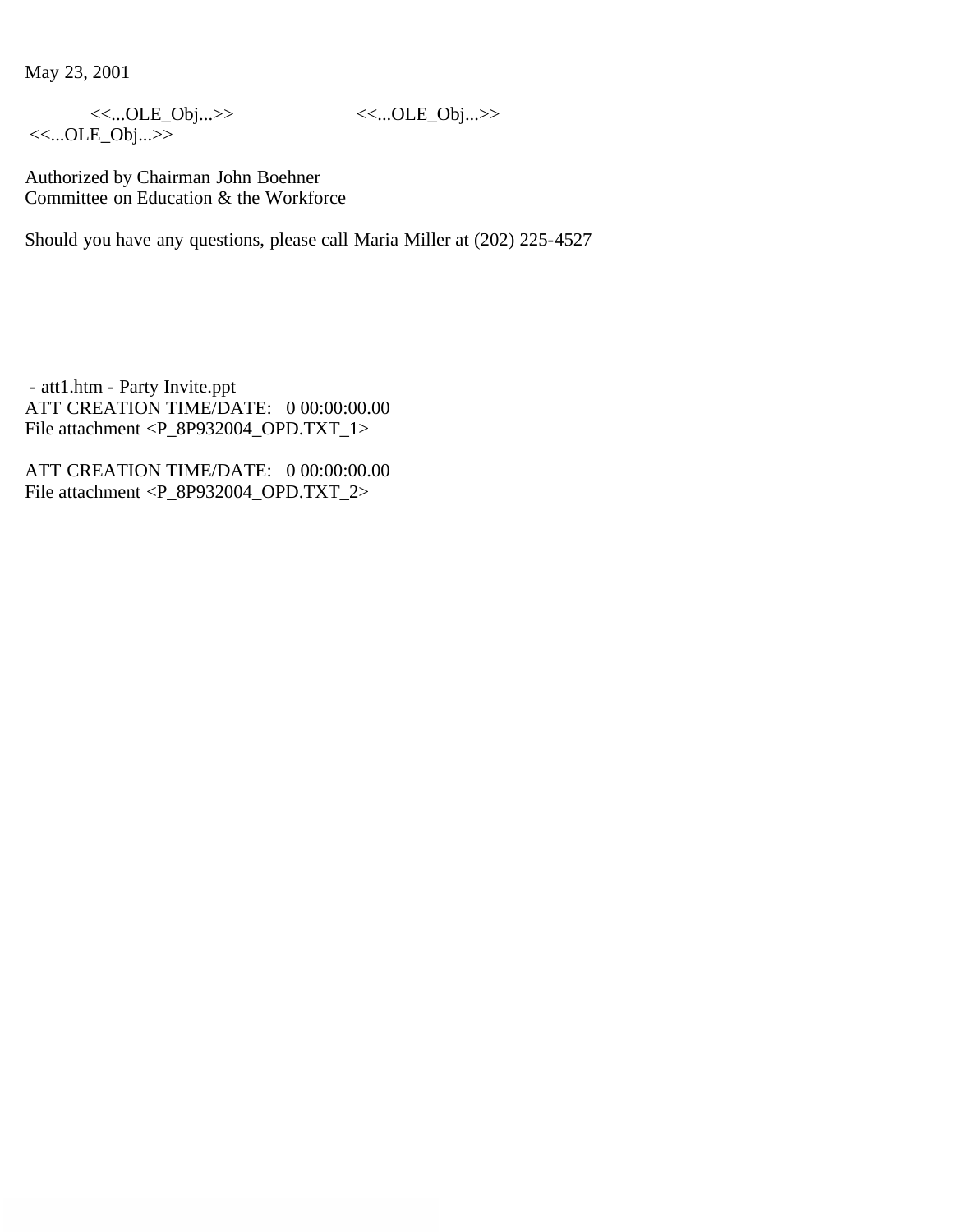May 23, 2001

<<...OLE_Obj...>>                    <<...OLE_Obj...>>
<<...OLE_Obj...>>

Authorized by Chairman John Boehner
Committee on Education & the Workforce

Should you have any questions, please call Maria Miller at (202) 225-4527

- att1.htm - Party Invite.ppt
ATT CREATION TIME/DATE:   0 00:00:00.00
File attachment <P_8P932004_OPD.TXT_1>

ATT CREATION TIME/DATE:   0 00:00:00.00
File attachment <P_8P932004_OPD.TXT_2>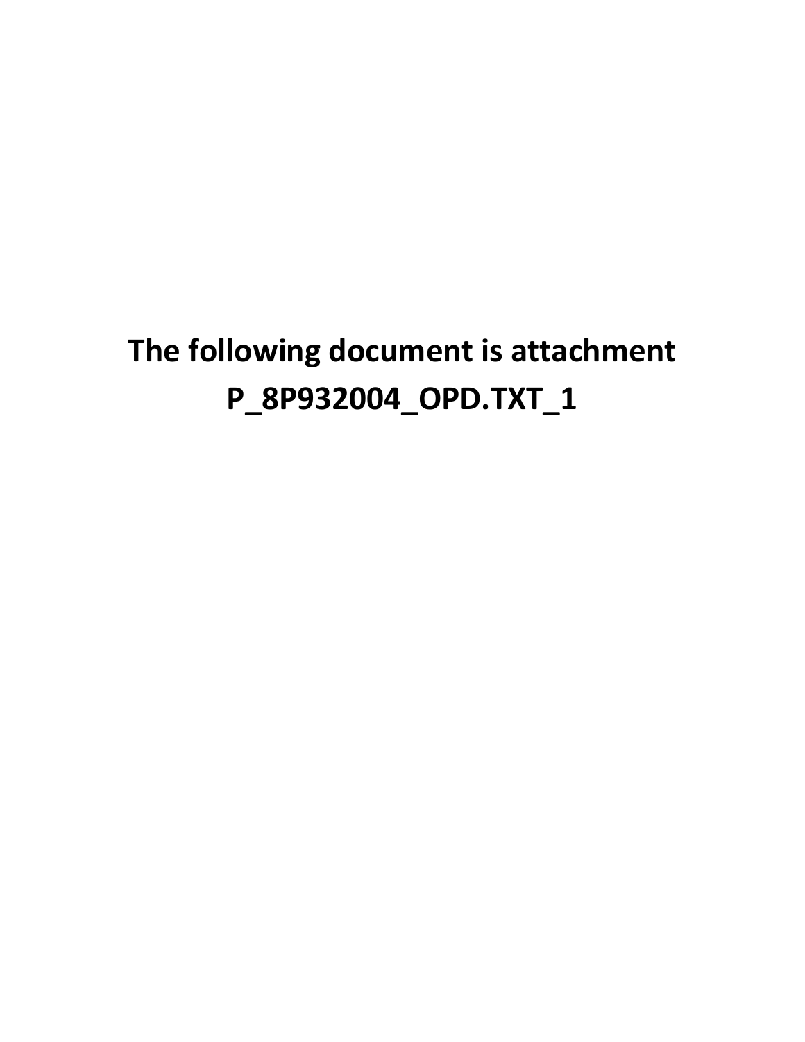# The following document is attachment P_8P932004_OPD.TXT_1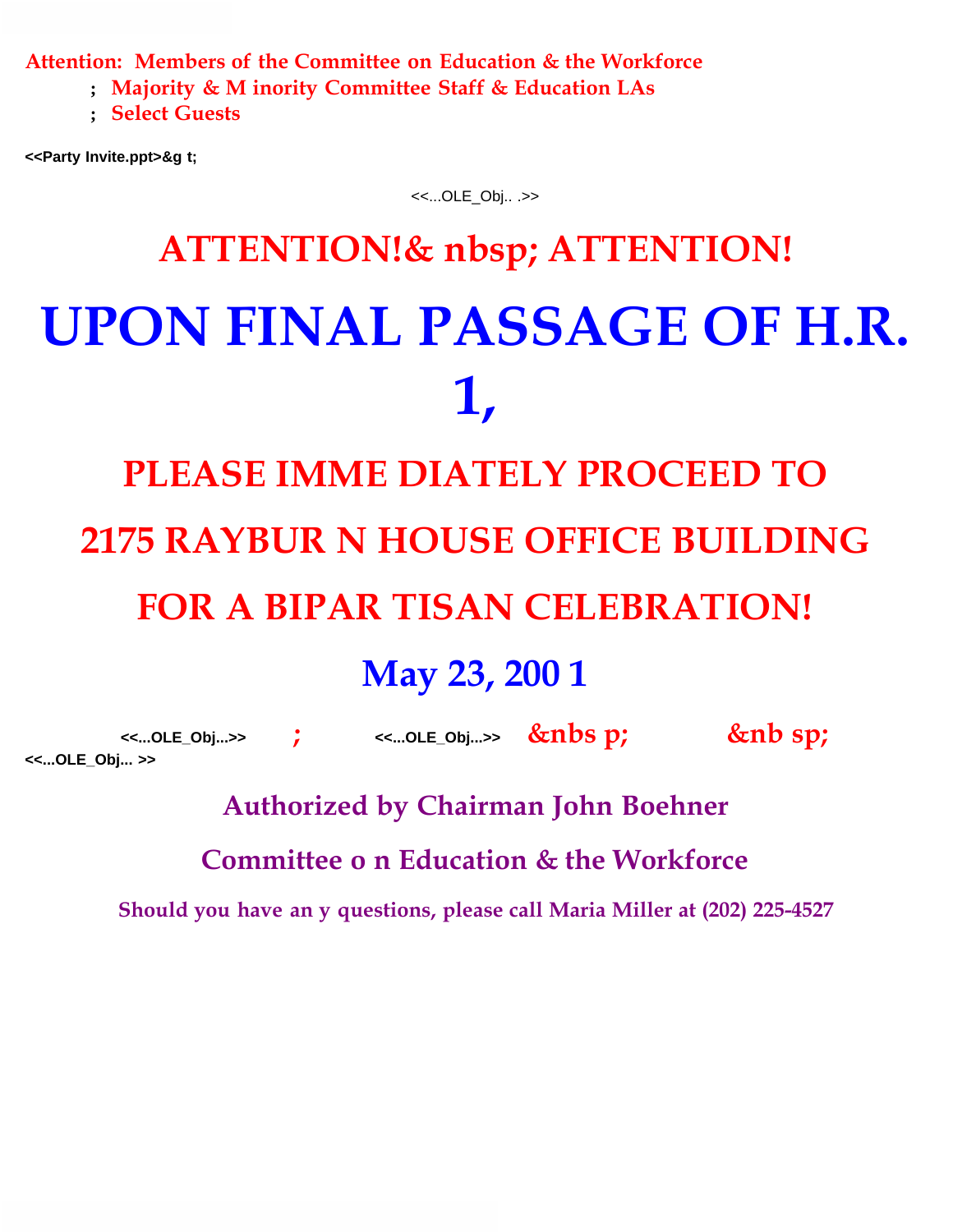Attention: Members of the Committee on Education & the Workforce
; Majority & M inority Committee Staff & Education LAs
; Select Guests

**<<Party Invite.ppt>&g t;**

<<...OLE_Obj.. .>>

# ATTENTION!& nbsp; ATTENTION!

# UPON FINAL PASSAGE OF H.R. 1,

## PLEASE IMME DIATELY PROCEED TO

## 2175 RAYBUR N HOUSE OFFICE BUILDING

## FOR A BIPAR TISAN CELEBRATION!

## May 23, 200 1

**<<...OLE_Obj...>>** ; **<<...OLE_Obj...>>** &nbs p; &nb sp; **<<...OLE_Obj... >>**

**Authorized by Chairman John Boehner**

**Committee o n Education & the Workforce**

**Should you have an y questions, please call Maria Miller at (202) 225-4527**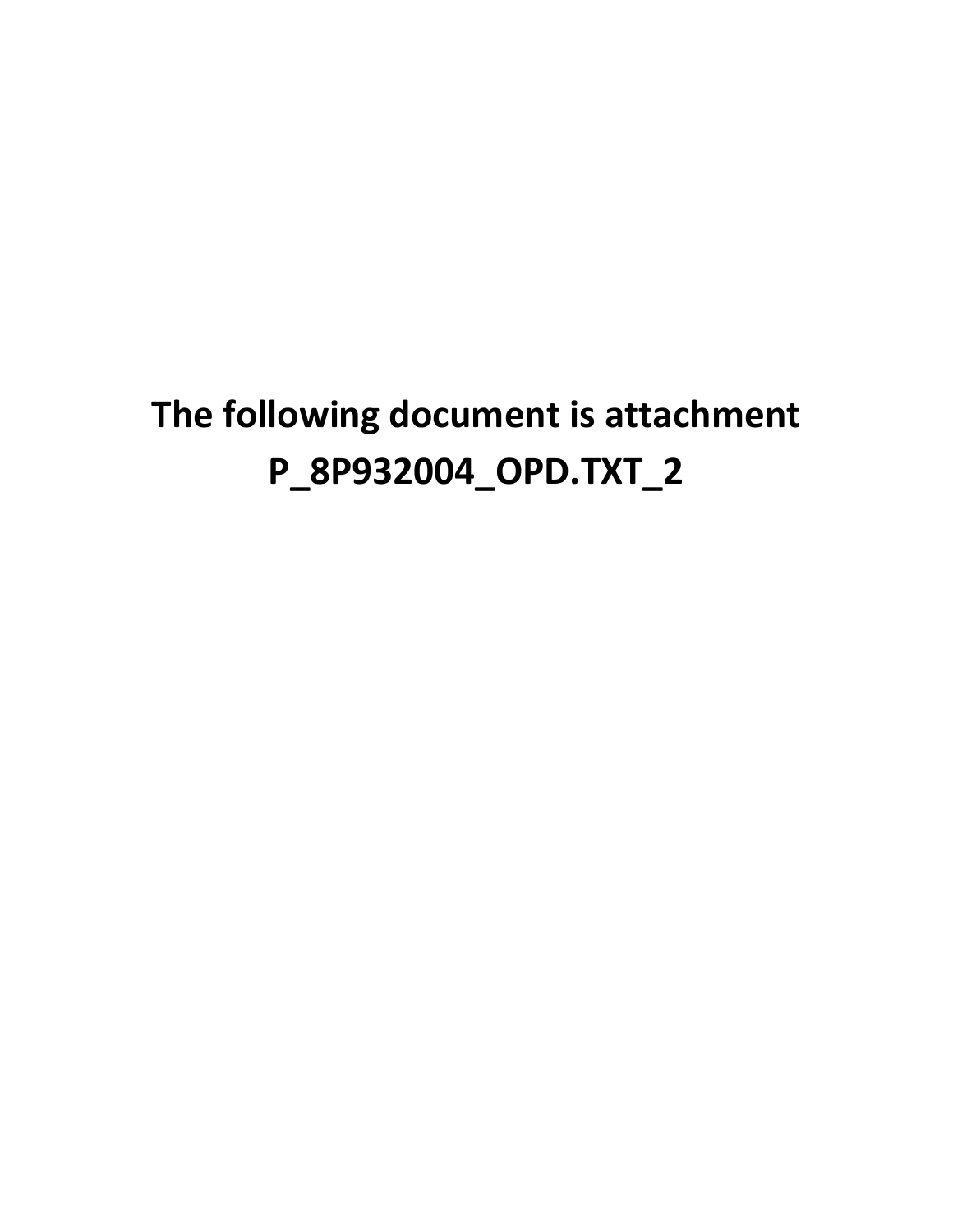**The following document is attachment P_8P932004_OPD.TXT_2**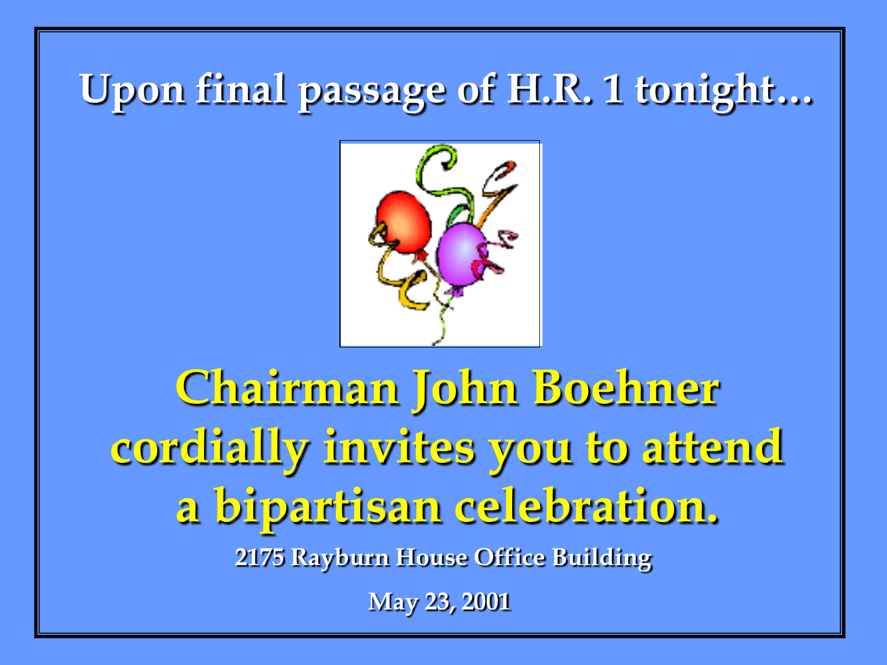# Upon final passage of H.R. 1 tonight…

## Chairman John Boehner cordially invites you to attend a bipartisan celebration.

**2175 Rayburn House Office Building**

**May 23, 2001**